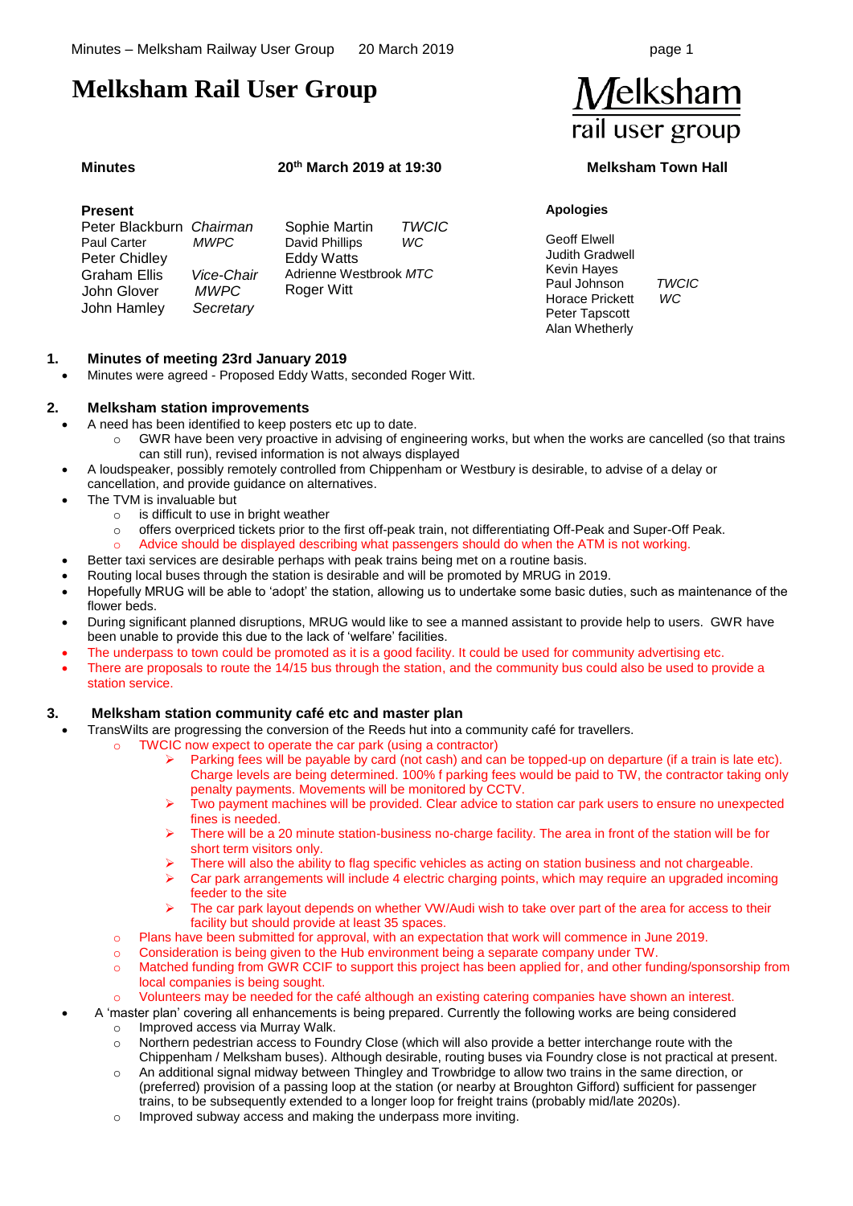# Melksham Rail User Group

Melksham rail user group

**Minutes** **20th March 2019 at 19:30** **Melksham Town Hall**

**Present**

| | | | |
|---|---|---|---|
| Peter Blackburn | *Chairman* | Sophie Martin | *TWCIC* |
| Paul Carter | *MWPC* | David Phillips | *WC* |
| Peter Chidley | | Eddy Watts | |
| Graham Ellis | *Vice-Chair* | Adrienne Westbrook | *MTC* |
| John Glover | *MWPC* | Roger Witt | |
| John Hamley | *Secretary* | | |

**Apologies**

| | |
|---|---|
| Geoff Elwell | |
| Judith Gradwell | |
| Kevin Hayes | |
| Paul Johnson | *TWCIC* |
| Horace Prickett | *WC* |
| Peter Tapscott | |
| Alan Whetherly | |

## 1. Minutes of meeting 23rd January 2019

- Minutes were agreed - Proposed Eddy Watts, seconded Roger Witt.

## 2. Melksham station improvements

- A need has been identified to keep posters etc up to date.
  - GWR have been very proactive in advising of engineering works, but when the works are cancelled (so that trains can still run), revised information is not always displayed
- A loudspeaker, possibly remotely controlled from Chippenham or Westbury is desirable, to advise of a delay or cancellation, and provide guidance on alternatives.
- The TVM is invaluable but
  - is difficult to use in bright weather
  - offers overpriced tickets prior to the first off-peak train, not differentiating Off-Peak and Super-Off Peak.
  - Advice should be displayed describing what passengers should do when the ATM is not working.
- Better taxi services are desirable perhaps with peak trains being met on a routine basis.
- Routing local buses through the station is desirable and will be promoted by MRUG in 2019.
- Hopefully MRUG will be able to 'adopt' the station, allowing us to undertake some basic duties, such as maintenance of the flower beds.
- During significant planned disruptions, MRUG would like to see a manned assistant to provide help to users. GWR have been unable to provide this due to the lack of 'welfare' facilities.
- The underpass to town could be promoted as it is a good facility. It could be used for community advertising etc.
- There are proposals to route the 14/15 bus through the station, and the community bus could also be used to provide a station service.

## 3. Melksham station community café etc and master plan

- TransWilts are progressing the conversion of the Reeds hut into a community café for travellers.
  - TWCIC now expect to operate the car park (using a contractor)
    - Parking fees will be payable by card (not cash) and can be topped-up on departure (if a train is late etc). Charge levels are being determined. 100% f parking fees would be paid to TW, the contractor taking only penalty payments. Movements will be monitored by CCTV.
    - Two payment machines will be provided. Clear advice to station car park users to ensure no unexpected fines is needed.
    - There will be a 20 minute station-business no-charge facility. The area in front of the station will be for short term visitors only.
    - There will also the ability to flag specific vehicles as acting on station business and not chargeable.
    - Car park arrangements will include 4 electric charging points, which may require an upgraded incoming feeder to the site
    - The car park layout depends on whether VW/Audi wish to take over part of the area for access to their facility but should provide at least 35 spaces.
  - Plans have been submitted for approval, with an expectation that work will commence in June 2019.
  - Consideration is being given to the Hub environment being a separate company under TW.
  - Matched funding from GWR CCIF to support this project has been applied for, and other funding/sponsorship from local companies is being sought.
  - Volunteers may be needed for the café although an existing catering companies have shown an interest.
- A 'master plan' covering all enhancements is being prepared. Currently the following works are being considered
  - Improved access via Murray Walk.
  - Northern pedestrian access to Foundry Close (which will also provide a better interchange route with the Chippenham / Melksham buses). Although desirable, routing buses via Foundry close is not practical at present.
  - An additional signal midway between Thingley and Trowbridge to allow two trains in the same direction, or (preferred) provision of a passing loop at the station (or nearby at Broughton Gifford) sufficient for passenger trains, to be subsequently extended to a longer loop for freight trains (probably mid/late 2020s).
  - Improved subway access and making the underpass more inviting.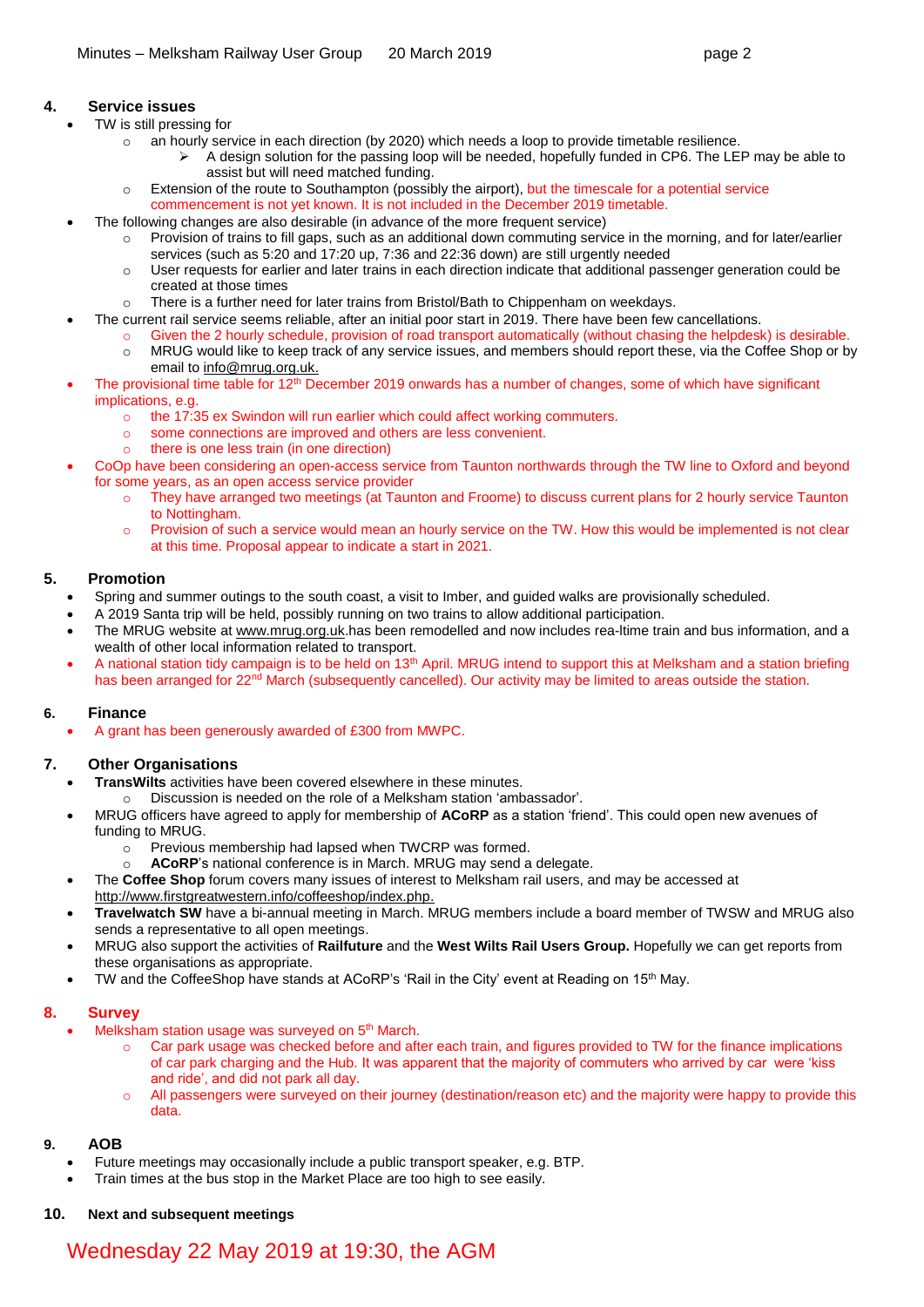## 4. Service issues

- TW is still pressing for
  - an hourly service in each direction (by 2020) which needs a loop to provide timetable resilience.
    - A design solution for the passing loop will be needed, hopefully funded in CP6. The LEP may be able to assist but will need matched funding.
  - Extension of the route to Southampton (possibly the airport), but the timescale for a potential service commencement is not yet known. It is not included in the December 2019 timetable.
- The following changes are also desirable (in advance of the more frequent service)
  - Provision of trains to fill gaps, such as an additional down commuting service in the morning, and for later/earlier services (such as 5:20 and 17:20 up, 7:36 and 22:36 down) are still urgently needed
  - User requests for earlier and later trains in each direction indicate that additional passenger generation could be created at those times
  - There is a further need for later trains from Bristol/Bath to Chippenham on weekdays.
- The current rail service seems reliable, after an initial poor start in 2019. There have been few cancellations.
  - Given the 2 hourly schedule, provision of road transport automatically (without chasing the helpdesk) is desirable.
  - MRUG would like to keep track of any service issues, and members should report these, via the Coffee Shop or by email to info@mrug.org.uk.
- The provisional time table for 12th December 2019 onwards has a number of changes, some of which have significant implications, e.g.
  - the 17:35 ex Swindon will run earlier which could affect working commuters.
  - some connections are improved and others are less convenient.
  - there is one less train (in one direction)
- CoOp have been considering an open-access service from Taunton northwards through the TW line to Oxford and beyond for some years, as an open access service provider
  - They have arranged two meetings (at Taunton and Froome) to discuss current plans for 2 hourly service Taunton to Nottingham.
  - Provision of such a service would mean an hourly service on the TW. How this would be implemented is not clear at this time. Proposal appear to indicate a start in 2021.

## 5. Promotion

- Spring and summer outings to the south coast, a visit to Imber, and guided walks are provisionally scheduled.
- A 2019 Santa trip will be held, possibly running on two trains to allow additional participation.
- The MRUG website at www.mrug.org.uk.has been remodelled and now includes rea-ltime train and bus information, and a wealth of other local information related to transport.
- A national station tidy campaign is to be held on 13th April. MRUG intend to support this at Melksham and a station briefing has been arranged for 22nd March (subsequently cancelled). Our activity may be limited to areas outside the station.

## 6. Finance

- A grant has been generously awarded of £300 from MWPC.

## 7. Other Organisations

- **TransWilts** activities have been covered elsewhere in these minutes.
  - Discussion is needed on the role of a Melksham station 'ambassador'.
- MRUG officers have agreed to apply for membership of **ACoRP** as a station 'friend'. This could open new avenues of funding to MRUG.
  - Previous membership had lapsed when TWCRP was formed.
  - **ACoRP**'s national conference is in March. MRUG may send a delegate.
- The **Coffee Shop** forum covers many issues of interest to Melksham rail users, and may be accessed at http://www.firstgreatwestern.info/coffeeshop/index.php.
- **Travelwatch SW** have a bi-annual meeting in March. MRUG members include a board member of TWSW and MRUG also sends a representative to all open meetings.
- MRUG also support the activities of **Railfuture** and the **West Wilts Rail Users Group.** Hopefully we can get reports from these organisations as appropriate.
- TW and the CoffeeShop have stands at ACoRP's 'Rail in the City' event at Reading on 15th May.

## 8. Survey

- Melksham station usage was surveyed on 5th March.
  - Car park usage was checked before and after each train, and figures provided to TW for the finance implications of car park charging and the Hub. It was apparent that the majority of commuters who arrived by car were 'kiss and ride', and did not park all day.
  - All passengers were surveyed on their journey (destination/reason etc) and the majority were happy to provide this data.

## 9. AOB

- Future meetings may occasionally include a public transport speaker, e.g. BTP.
- Train times at the bus stop in the Market Place are too high to see easily.

## 10. Next and subsequent meetings

Wednesday 22 May 2019 at 19:30, the AGM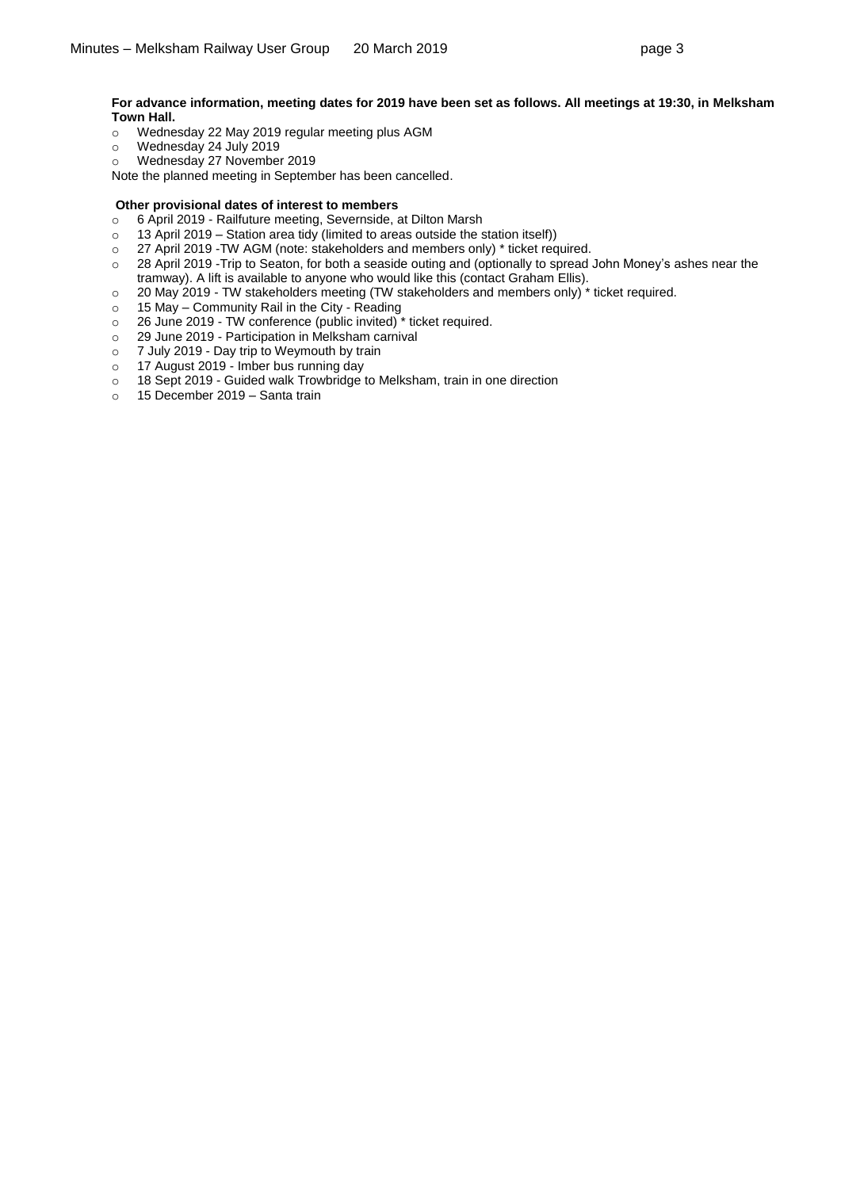**For advance information, meeting dates for 2019 have been set as follows. All meetings at 19:30, in Melksham Town Hall.**

- Wednesday 22 May 2019 regular meeting plus AGM
- Wednesday 24 July 2019
- Wednesday 27 November 2019

Note the planned meeting in September has been cancelled.

**Other provisional dates of interest to members**

- 6 April 2019 - Railfuture meeting, Severnside, at Dilton Marsh
- 13 April 2019 – Station area tidy (limited to areas outside the station itself))
- 27 April 2019 -TW AGM (note: stakeholders and members only) * ticket required.
- 28 April 2019 -Trip to Seaton, for both a seaside outing and (optionally to spread John Money's ashes near the tramway). A lift is available to anyone who would like this (contact Graham Ellis).
- 20 May 2019 - TW stakeholders meeting (TW stakeholders and members only) * ticket required.
- 15 May – Community Rail in the City - Reading
- 26 June 2019 - TW conference (public invited) * ticket required.
- 29 June 2019 - Participation in Melksham carnival
- 7 July 2019 - Day trip to Weymouth by train
- 17 August 2019 - Imber bus running day
- 18 Sept 2019 - Guided walk Trowbridge to Melksham, train in one direction
- 15 December 2019 – Santa train